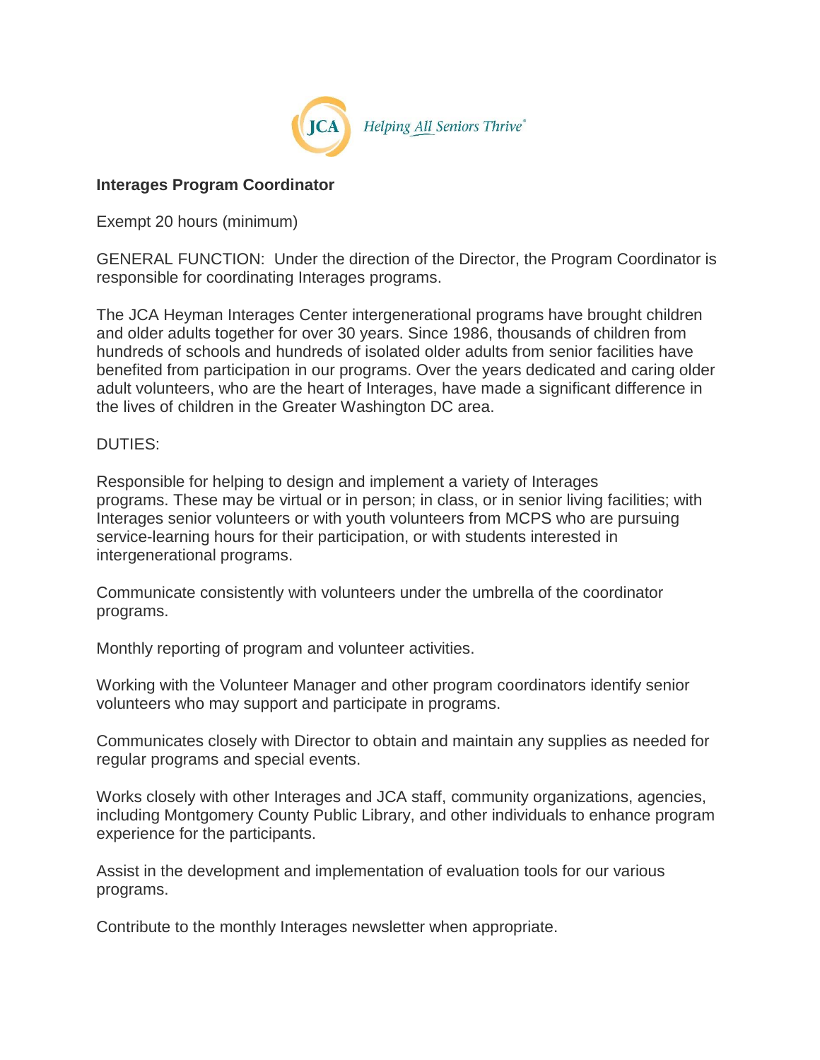JCA *Helping All Seniors Thrive*®

**Interages Program Coordinator**

Exempt 20 hours (minimum)

GENERAL FUNCTION: Under the direction of the Director, the Program Coordinator is responsible for coordinating Interages programs.

The JCA Heyman Interages Center intergenerational programs have brought children and older adults together for over 30 years. Since 1986, thousands of children from hundreds of schools and hundreds of isolated older adults from senior facilities have benefited from participation in our programs. Over the years dedicated and caring older adult volunteers, who are the heart of Interages, have made a significant difference in the lives of children in the Greater Washington DC area.

DUTIES:

Responsible for helping to design and implement a variety of Interages programs. These may be virtual or in person; in class, or in senior living facilities; with Interages senior volunteers or with youth volunteers from MCPS who are pursuing service-learning hours for their participation, or with students interested in intergenerational programs.

Communicate consistently with volunteers under the umbrella of the coordinator programs.

Monthly reporting of program and volunteer activities.

Working with the Volunteer Manager and other program coordinators identify senior volunteers who may support and participate in programs.

Communicates closely with Director to obtain and maintain any supplies as needed for regular programs and special events.

Works closely with other Interages and JCA staff, community organizations, agencies, including Montgomery County Public Library, and other individuals to enhance program experience for the participants.

Assist in the development and implementation of evaluation tools for our various programs.

Contribute to the monthly Interages newsletter when appropriate.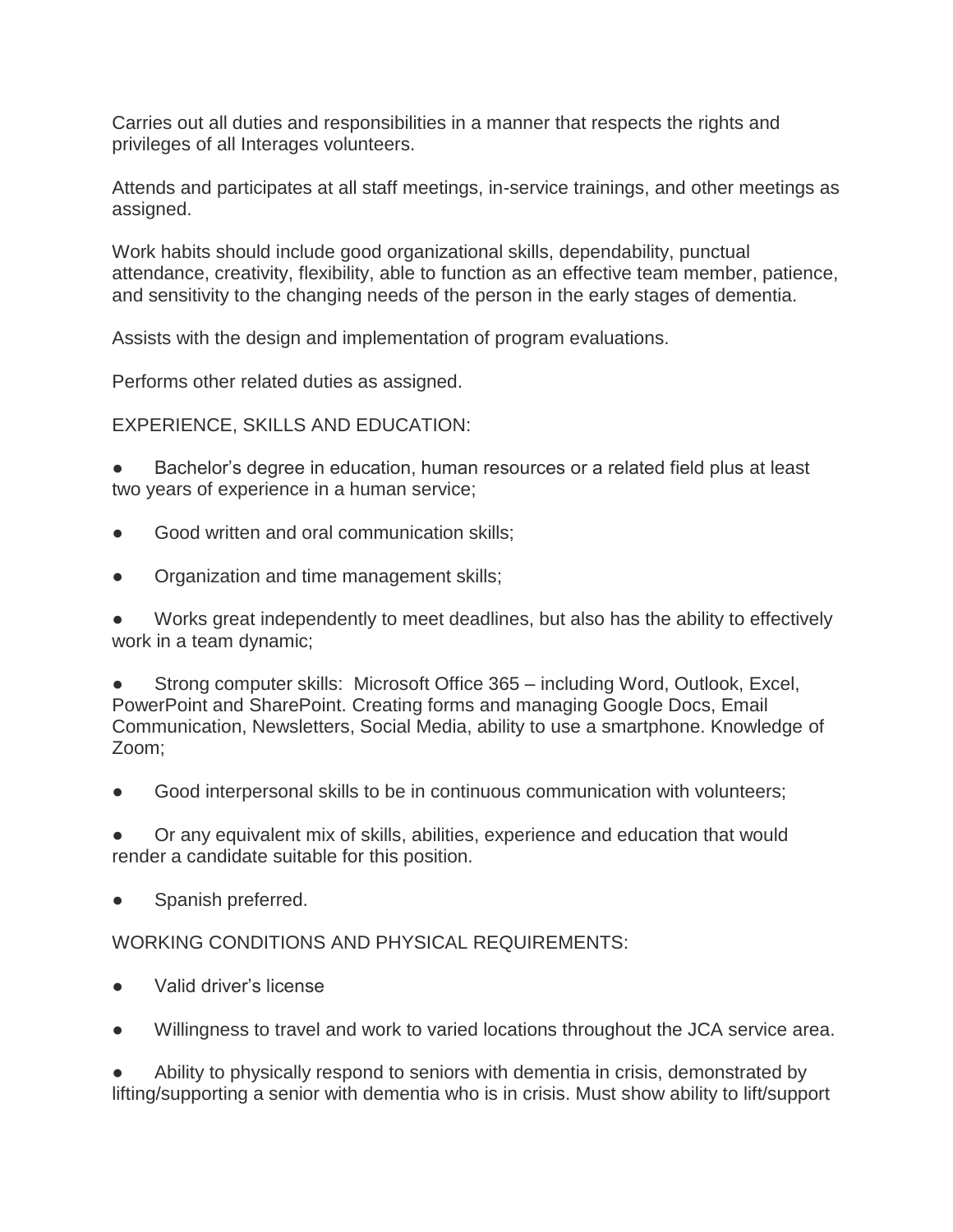Carries out all duties and responsibilities in a manner that respects the rights and privileges of all Interages volunteers.

Attends and participates at all staff meetings, in-service trainings, and other meetings as assigned.

Work habits should include good organizational skills, dependability, punctual attendance, creativity, flexibility, able to function as an effective team member, patience, and sensitivity to the changing needs of the person in the early stages of dementia.

Assists with the design and implementation of program evaluations.

Performs other related duties as assigned.

EXPERIENCE, SKILLS AND EDUCATION:

- Bachelor's degree in education, human resources or a related field plus at least two years of experience in a human service;
- Good written and oral communication skills;
- Organization and time management skills;
- Works great independently to meet deadlines, but also has the ability to effectively work in a team dynamic;
- Strong computer skills: Microsoft Office 365 – including Word, Outlook, Excel, PowerPoint and SharePoint. Creating forms and managing Google Docs, Email Communication, Newsletters, Social Media, ability to use a smartphone. Knowledge of Zoom;
- Good interpersonal skills to be in continuous communication with volunteers;
- Or any equivalent mix of skills, abilities, experience and education that would render a candidate suitable for this position.
- Spanish preferred.

WORKING CONDITIONS AND PHYSICAL REQUIREMENTS:

- Valid driver's license
- Willingness to travel and work to varied locations throughout the JCA service area.
- Ability to physically respond to seniors with dementia in crisis, demonstrated by lifting/supporting a senior with dementia who is in crisis. Must show ability to lift/support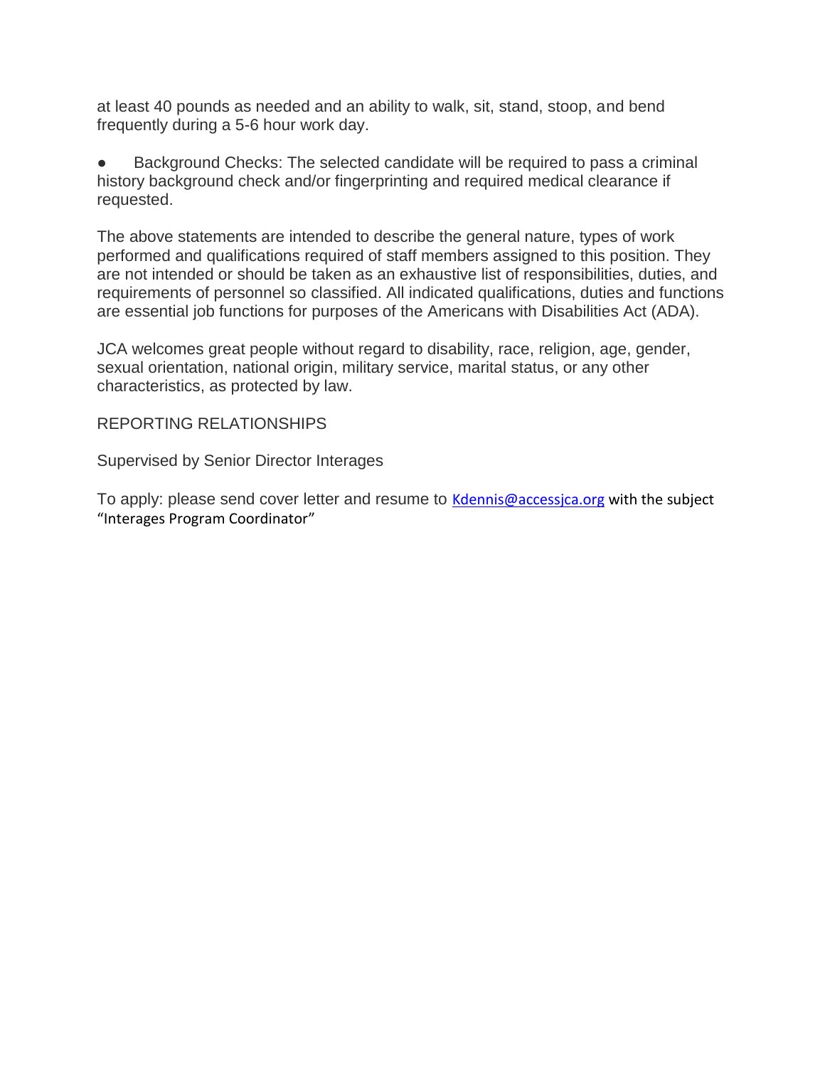at least 40 pounds as needed and an ability to walk, sit, stand, stoop, and bend frequently during a 5-6 hour work day.

- Background Checks: The selected candidate will be required to pass a criminal history background check and/or fingerprinting and required medical clearance if requested.

The above statements are intended to describe the general nature, types of work performed and qualifications required of staff members assigned to this position. They are not intended or should be taken as an exhaustive list of responsibilities, duties, and requirements of personnel so classified. All indicated qualifications, duties and functions are essential job functions for purposes of the Americans with Disabilities Act (ADA).

JCA welcomes great people without regard to disability, race, religion, age, gender, sexual orientation, national origin, military service, marital status, or any other characteristics, as protected by law.

REPORTING RELATIONSHIPS

Supervised by Senior Director Interages

To apply: please send cover letter and resume to [Kdennis@accessjca.org](mailto:Kdennis@accessjca.org) with the subject "Interages Program Coordinator"